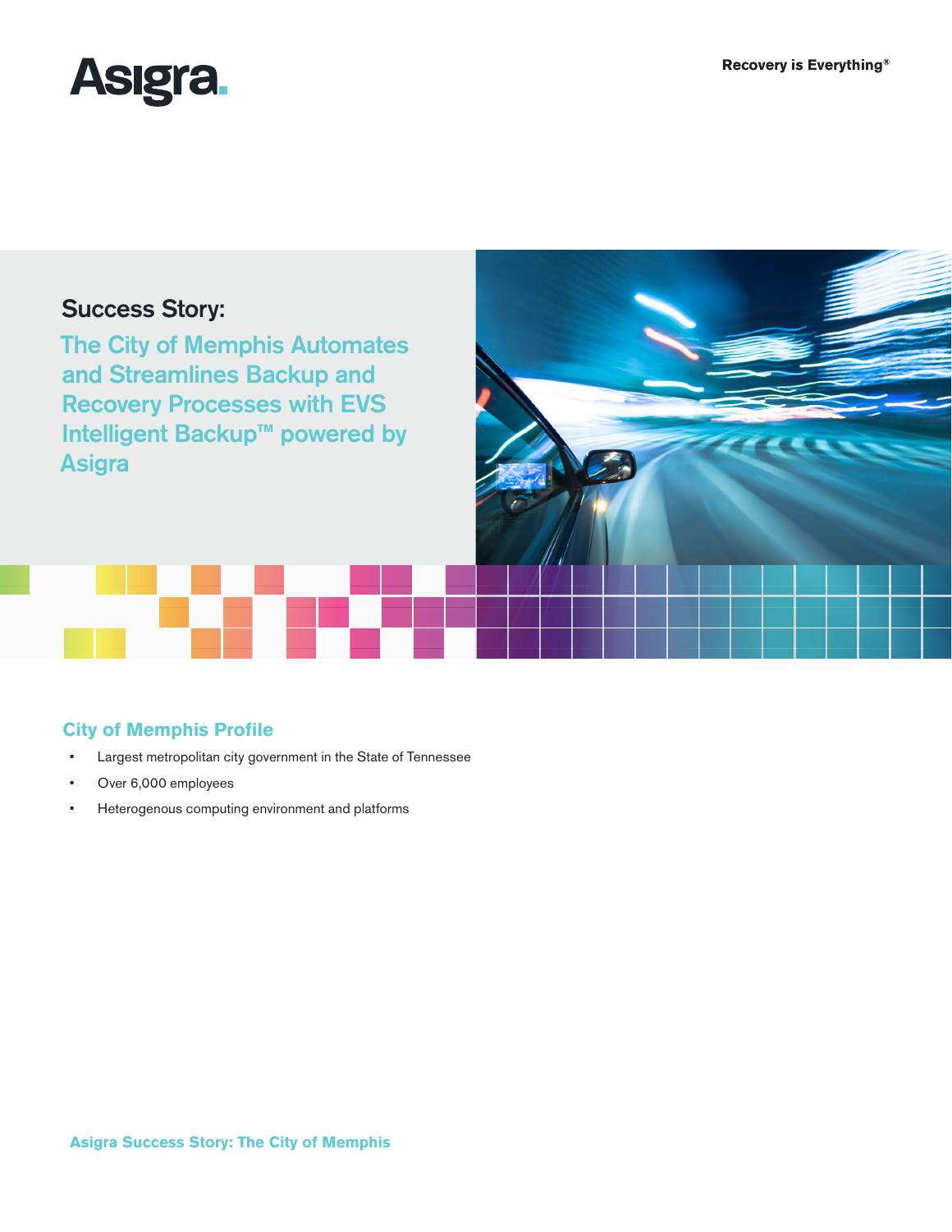Asigra.

Recovery is Everything®

# Success Story:

## The City of Memphis Automates and Streamlines Backup and Recovery Processes with EVS Intelligent Backup™ powered by Asigra

### City of Memphis Profile

- Largest metropolitan city government in the State of Tennessee
- Over 6,000 employees
- Heterogenous computing environment and platforms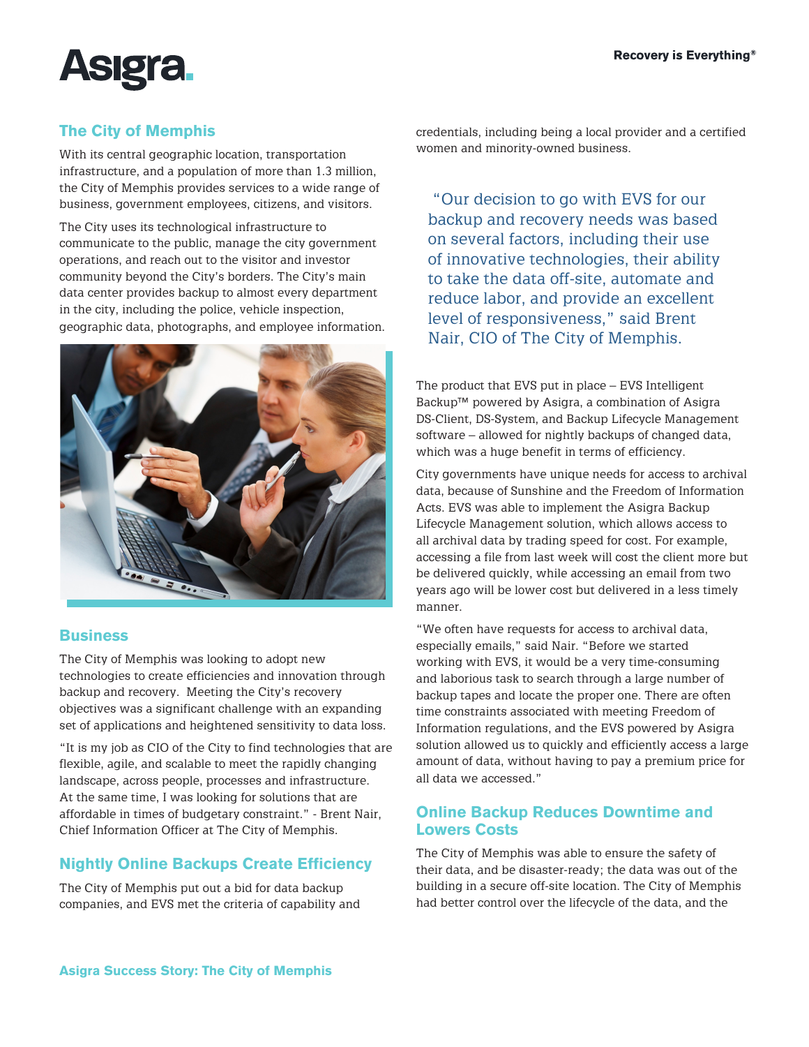## The City of Memphis

With its central geographic location, transportation infrastructure, and a population of more than 1.3 million, the City of Memphis provides services to a wide range of business, government employees, citizens, and visitors.

The City uses its technological infrastructure to communicate to the public, manage the city government operations, and reach out to the visitor and investor community beyond the City's borders. The City's main data center provides backup to almost every department in the city, including the police, vehicle inspection, geographic data, photographs, and employee information.

## Business

The City of Memphis was looking to adopt new technologies to create efficiencies and innovation through backup and recovery. Meeting the City's recovery objectives was a significant challenge with an expanding set of applications and heightened sensitivity to data loss.

"It is my job as CIO of the City to find technologies that are flexible, agile, and scalable to meet the rapidly changing landscape, across people, processes and infrastructure. At the same time, I was looking for solutions that are affordable in times of budgetary constraint." - Brent Nair, Chief Information Officer at The City of Memphis.

## Nightly Online Backups Create Efficiency

The City of Memphis put out a bid for data backup companies, and EVS met the criteria of capability and credentials, including being a local provider and a certified women and minority-owned business.

> "Our decision to go with EVS for our backup and recovery needs was based on several factors, including their use of innovative technologies, their ability to take the data off-site, automate and reduce labor, and provide an excellent level of responsiveness," said Brent Nair, CIO of The City of Memphis.

The product that EVS put in place – EVS Intelligent Backup™ powered by Asigra, a combination of Asigra DS-Client, DS-System, and Backup Lifecycle Management software – allowed for nightly backups of changed data, which was a huge benefit in terms of efficiency.

City governments have unique needs for access to archival data, because of Sunshine and the Freedom of Information Acts. EVS was able to implement the Asigra Backup Lifecycle Management solution, which allows access to all archival data by trading speed for cost. For example, accessing a file from last week will cost the client more but be delivered quickly, while accessing an email from two years ago will be lower cost but delivered in a less timely manner.

"We often have requests for access to archival data, especially emails," said Nair. "Before we started working with EVS, it would be a very time-consuming and laborious task to search through a large number of backup tapes and locate the proper one. There are often time constraints associated with meeting Freedom of Information regulations, and the EVS powered by Asigra solution allowed us to quickly and efficiently access a large amount of data, without having to pay a premium price for all data we accessed."

## Online Backup Reduces Downtime and Lowers Costs

The City of Memphis was able to ensure the safety of their data, and be disaster-ready; the data was out of the building in a secure off-site location. The City of Memphis had better control over the lifecycle of the data, and the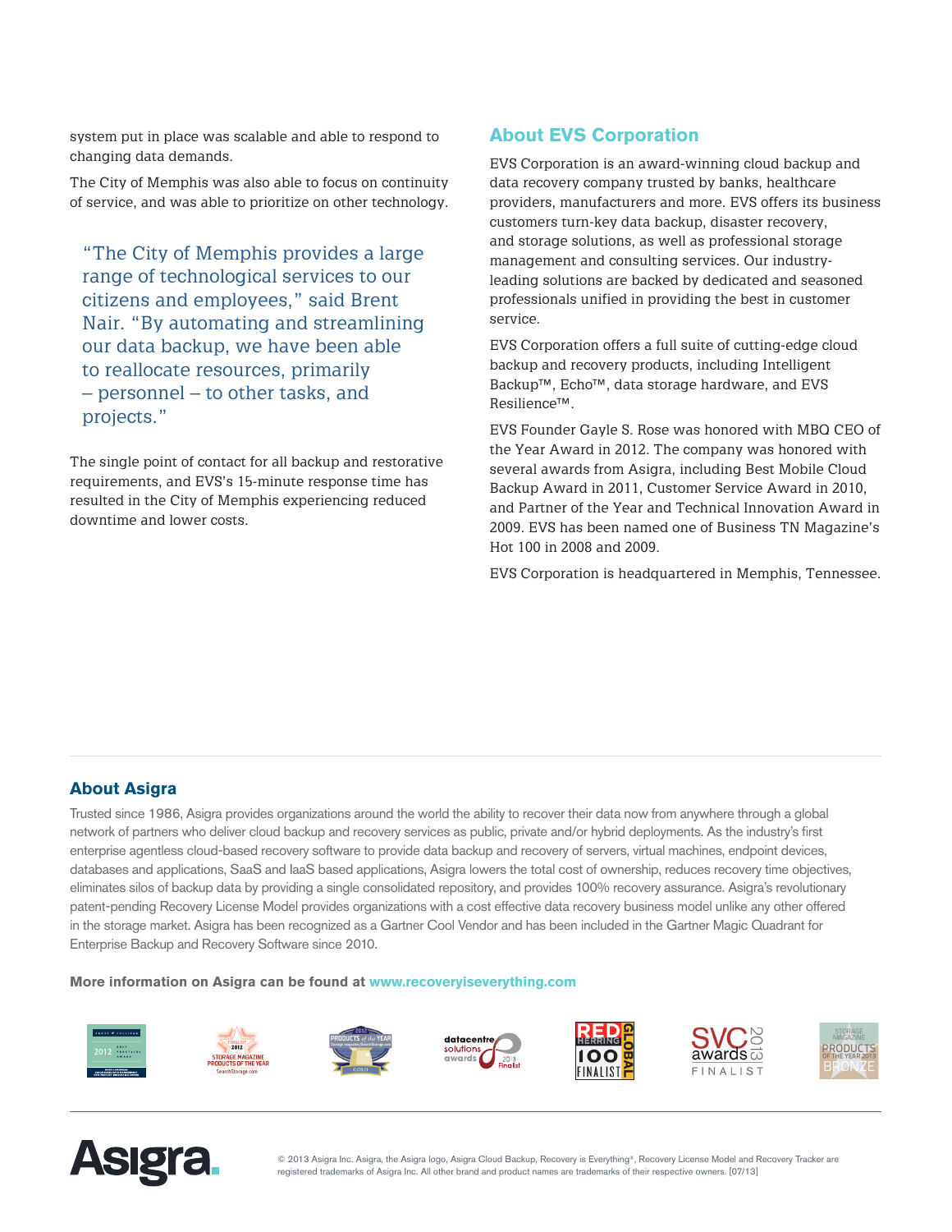system put in place was scalable and able to respond to changing data demands.

The City of Memphis was also able to focus on continuity of service, and was able to prioritize on other technology.

> "The City of Memphis provides a large range of technological services to our citizens and employees," said Brent Nair. "By automating and streamlining our data backup, we have been able to reallocate resources, primarily – personnel – to other tasks, and projects."

The single point of contact for all backup and restorative requirements, and EVS's 15-minute response time has resulted in the City of Memphis experiencing reduced downtime and lower costs.

## About EVS Corporation

EVS Corporation is an award-winning cloud backup and data recovery company trusted by banks, healthcare providers, manufacturers and more. EVS offers its business customers turn-key data backup, disaster recovery, and storage solutions, as well as professional storage management and consulting services. Our industry-leading solutions are backed by dedicated and seasoned professionals unified in providing the best in customer service.

EVS Corporation offers a full suite of cutting-edge cloud backup and recovery products, including Intelligent Backup™, Echo™, data storage hardware, and EVS Resilience™.

EVS Founder Gayle S. Rose was honored with MBQ CEO of the Year Award in 2012. The company was honored with several awards from Asigra, including Best Mobile Cloud Backup Award in 2011, Customer Service Award in 2010, and Partner of the Year and Technical Innovation Award in 2009. EVS has been named one of Business TN Magazine's Hot 100 in 2008 and 2009.

EVS Corporation is headquartered in Memphis, Tennessee.

## About Asigra

Trusted since 1986, Asigra provides organizations around the world the ability to recover their data now from anywhere through a global network of partners who deliver cloud backup and recovery services as public, private and/or hybrid deployments. As the industry's first enterprise agentless cloud-based recovery software to provide data backup and recovery of servers, virtual machines, endpoint devices, databases and applications, SaaS and IaaS based applications, Asigra lowers the total cost of ownership, reduces recovery time objectives, eliminates silos of backup data by providing a single consolidated repository, and provides 100% recovery assurance. Asigra's revolutionary patent-pending Recovery License Model provides organizations with a cost effective data recovery business model unlike any other offered in the storage market. Asigra has been recognized as a Gartner Cool Vendor and has been included in the Gartner Magic Quadrant for Enterprise Backup and Recovery Software since 2010.

**More information on Asigra can be found at www.recoveryiseverything.com**

© 2013 Asigra Inc. Asigra, the Asigra logo, Asigra Cloud Backup, Recovery is Everything®, Recovery License Model and Recovery Tracker are registered trademarks of Asigra Inc. All other brand and product names are trademarks of their respective owners. [07/13]